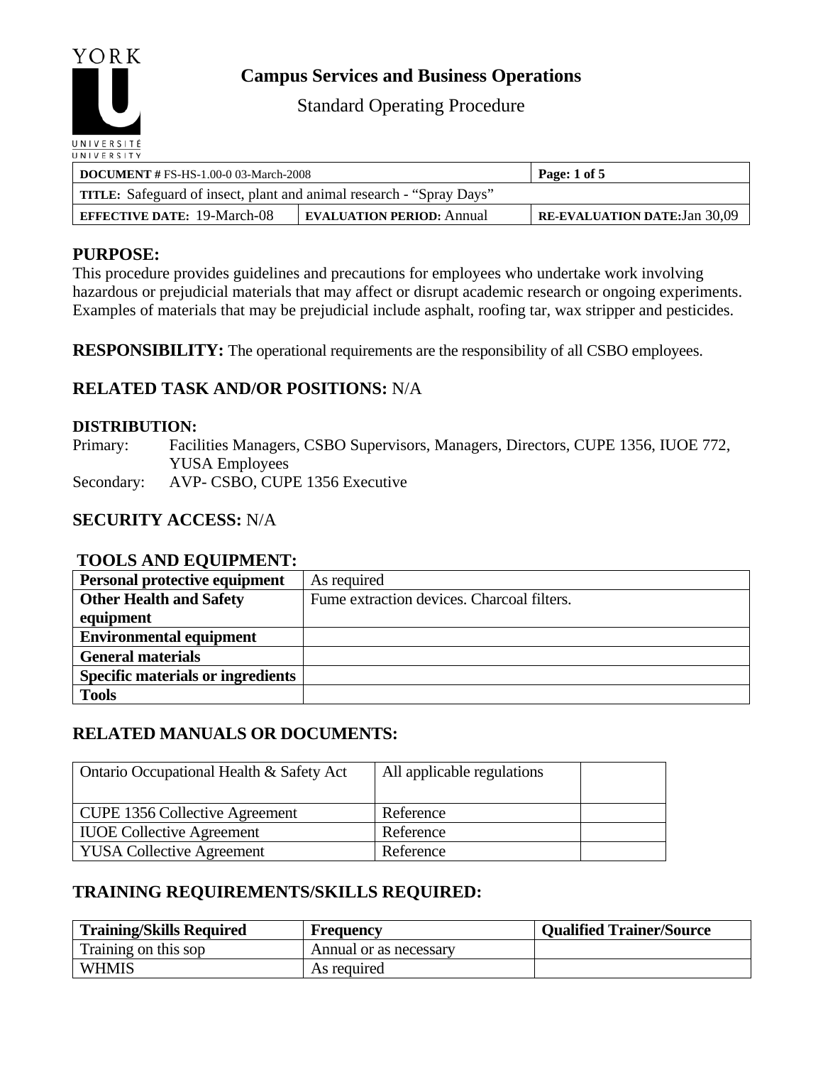YORK U UNIVERSITÉ UNIVERSITY

# Campus Services and Business Operations

Standard Operating Procedure

| **DOCUMENT #** FS-HS-1.00-0 03-March-2008 | | **Page: 1 of 5** |
|---|---|---|
| **TITLE:** Safeguard of insect, plant and animal research - "Spray Days" | | |
| **EFFECTIVE DATE:** 19-March-08 | **EVALUATION PERIOD:** Annual | **RE-EVALUATION DATE:** Jan 30,09 |

## PURPOSE:

This procedure provides guidelines and precautions for employees who undertake work involving hazardous or prejudicial materials that may affect or disrupt academic research or ongoing experiments. Examples of materials that may be prejudicial include asphalt, roofing tar, wax stripper and pesticides.

**RESPONSIBILITY:** The operational requirements are the responsibility of all CSBO employees.

## RELATED TASK AND/OR POSITIONS: N/A

### DISTRIBUTION:

Primary: Facilities Managers, CSBO Supervisors, Managers, Directors, CUPE 1356, IUOE 772, YUSA Employees

Secondary: AVP- CSBO, CUPE 1356 Executive

## SECURITY ACCESS: N/A

## TOOLS AND EQUIPMENT:

| **Personal protective equipment** | As required |
|---|---|
| **Other Health and Safety equipment** | Fume extraction devices. Charcoal filters. |
| **Environmental equipment** | |
| **General materials** | |
| **Specific materials or ingredients** | |
| **Tools** | |

## RELATED MANUALS OR DOCUMENTS:

| Ontario Occupational Health & Safety Act | All applicable regulations | |
|---|---|---|
| CUPE 1356 Collective Agreement | Reference | |
| IUOE Collective Agreement | Reference | |
| YUSA Collective Agreement | Reference | |

## TRAINING REQUIREMENTS/SKILLS REQUIRED:

| **Training/Skills Required** | **Frequency** | **Qualified Trainer/Source** |
|---|---|---|
| Training on this sop | Annual or as necessary | |
| WHMIS | As required | |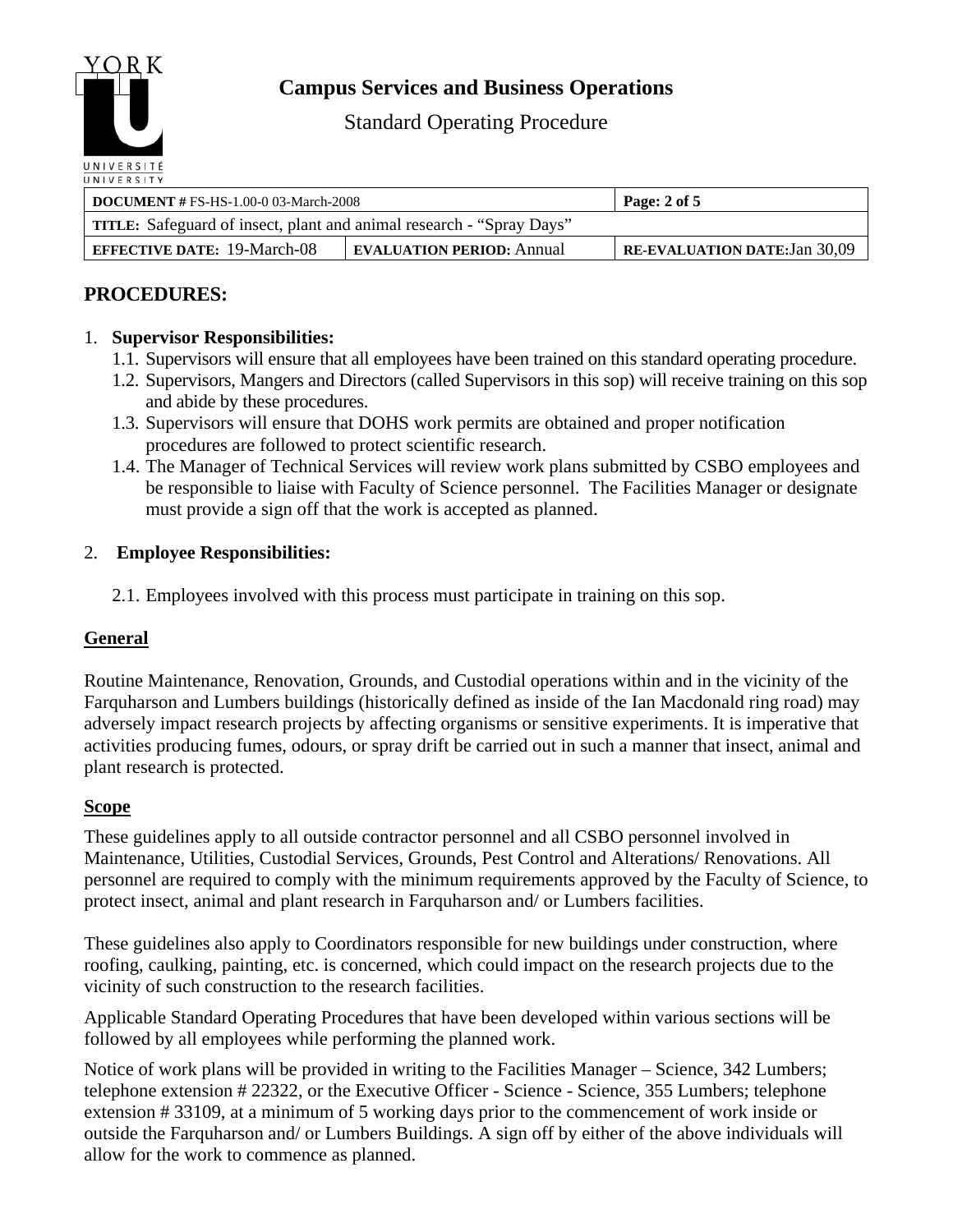# Campus Services and Business Operations

Standard Operating Procedure

| **DOCUMENT #** FS-HS-1.00-0 03-March-2008 | | **Page: 2 of 5** |
|---|---|---|
| **TITLE:** Safeguard of insect, plant and animal research - "Spray Days" | | |
| **EFFECTIVE DATE:** 19-March-08 | **EVALUATION PERIOD:** Annual | **RE-EVALUATION DATE:** Jan 30,09 |

## PROCEDURES:

1. **Supervisor Responsibilities:**
   - 1.1. Supervisors will ensure that all employees have been trained on this standard operating procedure.
   - 1.2. Supervisors, Mangers and Directors (called Supervisors in this sop) will receive training on this sop and abide by these procedures.
   - 1.3. Supervisors will ensure that DOHS work permits are obtained and proper notification procedures are followed to protect scientific research.
   - 1.4. The Manager of Technical Services will review work plans submitted by CSBO employees and be responsible to liaise with Faculty of Science personnel. The Facilities Manager or designate must provide a sign off that the work is accepted as planned.

2. **Employee Responsibilities:**
   - 2.1. Employees involved with this process must participate in training on this sop.

### General

Routine Maintenance, Renovation, Grounds, and Custodial operations within and in the vicinity of the Farquharson and Lumbers buildings (historically defined as inside of the Ian Macdonald ring road) may adversely impact research projects by affecting organisms or sensitive experiments. It is imperative that activities producing fumes, odours, or spray drift be carried out in such a manner that insect, animal and plant research is protected.

### Scope

These guidelines apply to all outside contractor personnel and all CSBO personnel involved in Maintenance, Utilities, Custodial Services, Grounds, Pest Control and Alterations/ Renovations. All personnel are required to comply with the minimum requirements approved by the Faculty of Science, to protect insect, animal and plant research in Farquharson and/ or Lumbers facilities.

These guidelines also apply to Coordinators responsible for new buildings under construction, where roofing, caulking, painting, etc. is concerned, which could impact on the research projects due to the vicinity of such construction to the research facilities.

Applicable Standard Operating Procedures that have been developed within various sections will be followed by all employees while performing the planned work.

Notice of work plans will be provided in writing to the Facilities Manager – Science, 342 Lumbers; telephone extension # 22322, or the Executive Officer - Science - Science, 355 Lumbers; telephone extension # 33109, at a minimum of 5 working days prior to the commencement of work inside or outside the Farquharson and/ or Lumbers Buildings. A sign off by either of the above individuals will allow for the work to commence as planned.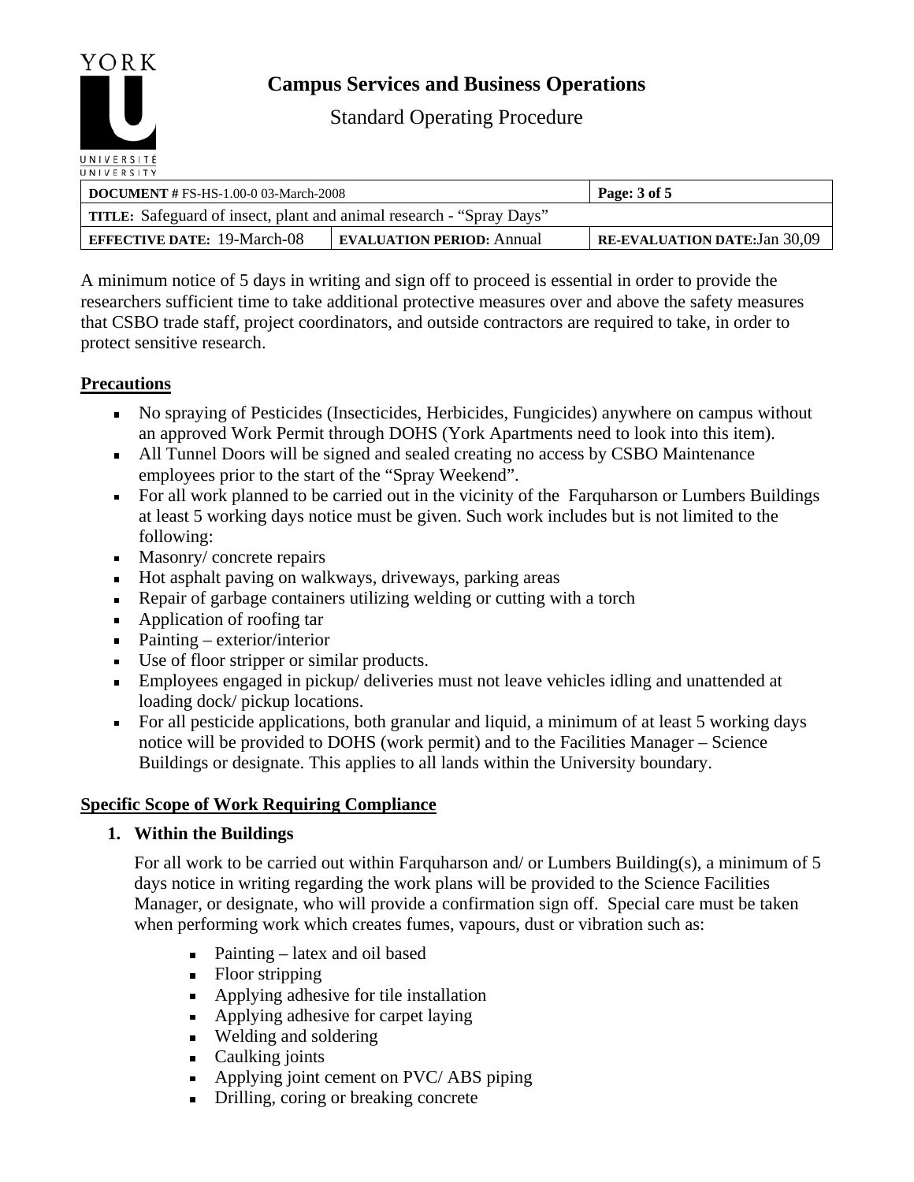A minimum notice of 5 days in writing and sign off to proceed is essential in order to provide the researchers sufficient time to take additional protective measures over and above the safety measures that CSBO trade staff, project coordinators, and outside contractors are required to take, in order to protect sensitive research.

## Precautions

- No spraying of Pesticides (Insecticides, Herbicides, Fungicides) anywhere on campus without an approved Work Permit through DOHS (York Apartments need to look into this item).
- All Tunnel Doors will be signed and sealed creating no access by CSBO Maintenance employees prior to the start of the "Spray Weekend".
- For all work planned to be carried out in the vicinity of the Farquharson or Lumbers Buildings at least 5 working days notice must be given. Such work includes but is not limited to the following:
- Masonry/ concrete repairs
- Hot asphalt paving on walkways, driveways, parking areas
- Repair of garbage containers utilizing welding or cutting with a torch
- Application of roofing tar
- Painting – exterior/interior
- Use of floor stripper or similar products.
- Employees engaged in pickup/ deliveries must not leave vehicles idling and unattended at loading dock/ pickup locations.
- For all pesticide applications, both granular and liquid, a minimum of at least 5 working days notice will be provided to DOHS (work permit) and to the Facilities Manager – Science Buildings or designate. This applies to all lands within the University boundary.

## Specific Scope of Work Requiring Compliance

### 1. Within the Buildings

For all work to be carried out within Farquharson and/ or Lumbers Building(s), a minimum of 5 days notice in writing regarding the work plans will be provided to the Science Facilities Manager, or designate, who will provide a confirmation sign off. Special care must be taken when performing work which creates fumes, vapours, dust or vibration such as:

- Painting – latex and oil based
- Floor stripping
- Applying adhesive for tile installation
- Applying adhesive for carpet laying
- Welding and soldering
- Caulking joints
- Applying joint cement on PVC/ ABS piping
- Drilling, coring or breaking concrete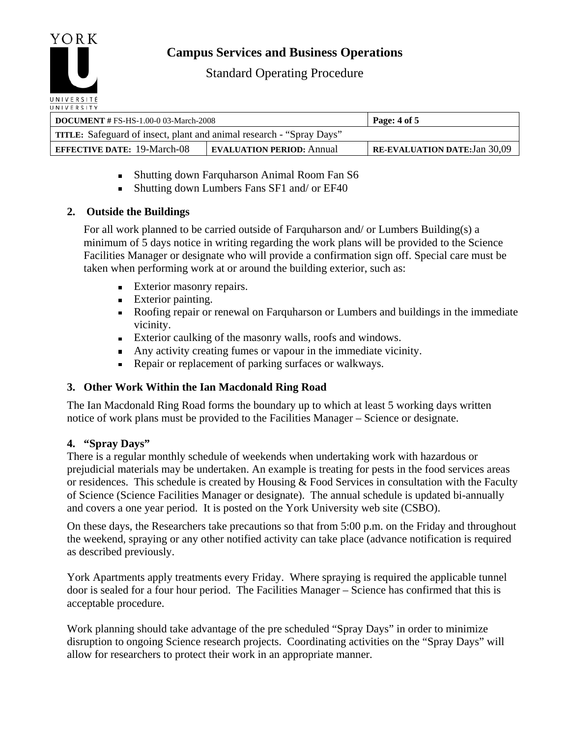- Shutting down Farquharson Animal Room Fan S6
- Shutting down Lumbers Fans SF1 and/ or EF40

## 2. Outside the Buildings

For all work planned to be carried outside of Farquharson and/ or Lumbers Building(s) a minimum of 5 days notice in writing regarding the work plans will be provided to the Science Facilities Manager or designate who will provide a confirmation sign off. Special care must be taken when performing work at or around the building exterior, such as:

- Exterior masonry repairs.
- Exterior painting.
- Roofing repair or renewal on Farquharson or Lumbers and buildings in the immediate vicinity.
- Exterior caulking of the masonry walls, roofs and windows.
- Any activity creating fumes or vapour in the immediate vicinity.
- Repair or replacement of parking surfaces or walkways.

## 3. Other Work Within the Ian Macdonald Ring Road

The Ian Macdonald Ring Road forms the boundary up to which at least 5 working days written notice of work plans must be provided to the Facilities Manager – Science or designate.

## 4. "Spray Days"

There is a regular monthly schedule of weekends when undertaking work with hazardous or prejudicial materials may be undertaken. An example is treating for pests in the food services areas or residences. This schedule is created by Housing & Food Services in consultation with the Faculty of Science (Science Facilities Manager or designate). The annual schedule is updated bi-annually and covers a one year period. It is posted on the York University web site (CSBO).

On these days, the Researchers take precautions so that from 5:00 p.m. on the Friday and throughout the weekend, spraying or any other notified activity can take place (advance notification is required as described previously.

York Apartments apply treatments every Friday. Where spraying is required the applicable tunnel door is sealed for a four hour period. The Facilities Manager – Science has confirmed that this is acceptable procedure.

Work planning should take advantage of the pre scheduled "Spray Days" in order to minimize disruption to ongoing Science research projects. Coordinating activities on the "Spray Days" will allow for researchers to protect their work in an appropriate manner.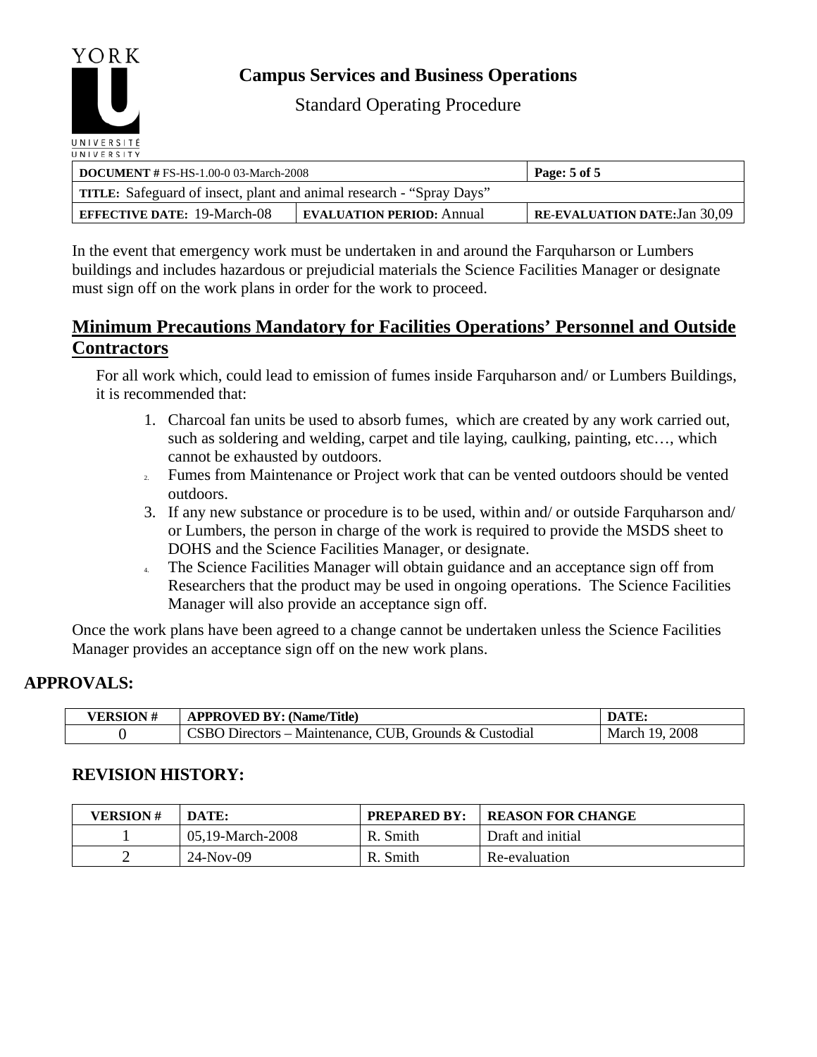In the event that emergency work must be undertaken in and around the Farquharson or Lumbers buildings and includes hazardous or prejudicial materials the Science Facilities Manager or designate must sign off on the work plans in order for the work to proceed.

## Minimum Precautions Mandatory for Facilities Operations' Personnel and Outside Contractors

For all work which, could lead to emission of fumes inside Farquharson and/ or Lumbers Buildings, it is recommended that:

1. Charcoal fan units be used to absorb fumes, which are created by any work carried out, such as soldering and welding, carpet and tile laying, caulking, painting, etc…, which cannot be exhausted by outdoors.
2. Fumes from Maintenance or Project work that can be vented outdoors should be vented outdoors.
3. If any new substance or procedure is to be used, within and/ or outside Farquharson and/ or Lumbers, the person in charge of the work is required to provide the MSDS sheet to DOHS and the Science Facilities Manager, or designate.
4. The Science Facilities Manager will obtain guidance and an acceptance sign off from Researchers that the product may be used in ongoing operations. The Science Facilities Manager will also provide an acceptance sign off.

Once the work plans have been agreed to a change cannot be undertaken unless the Science Facilities Manager provides an acceptance sign off on the new work plans.

## APPROVALS:

| VERSION # | APPROVED BY: (Name/Title) | DATE: |
|---|---|---|
| 0 | CSBO Directors – Maintenance, CUB, Grounds & Custodial | March 19, 2008 |

## REVISION HISTORY:

| VERSION # | DATE: | PREPARED BY: | REASON FOR CHANGE |
|---|---|---|---|
| 1 | 05,19-March-2008 | R. Smith | Draft and initial |
| 2 | 24-Nov-09 | R. Smith | Re-evaluation |